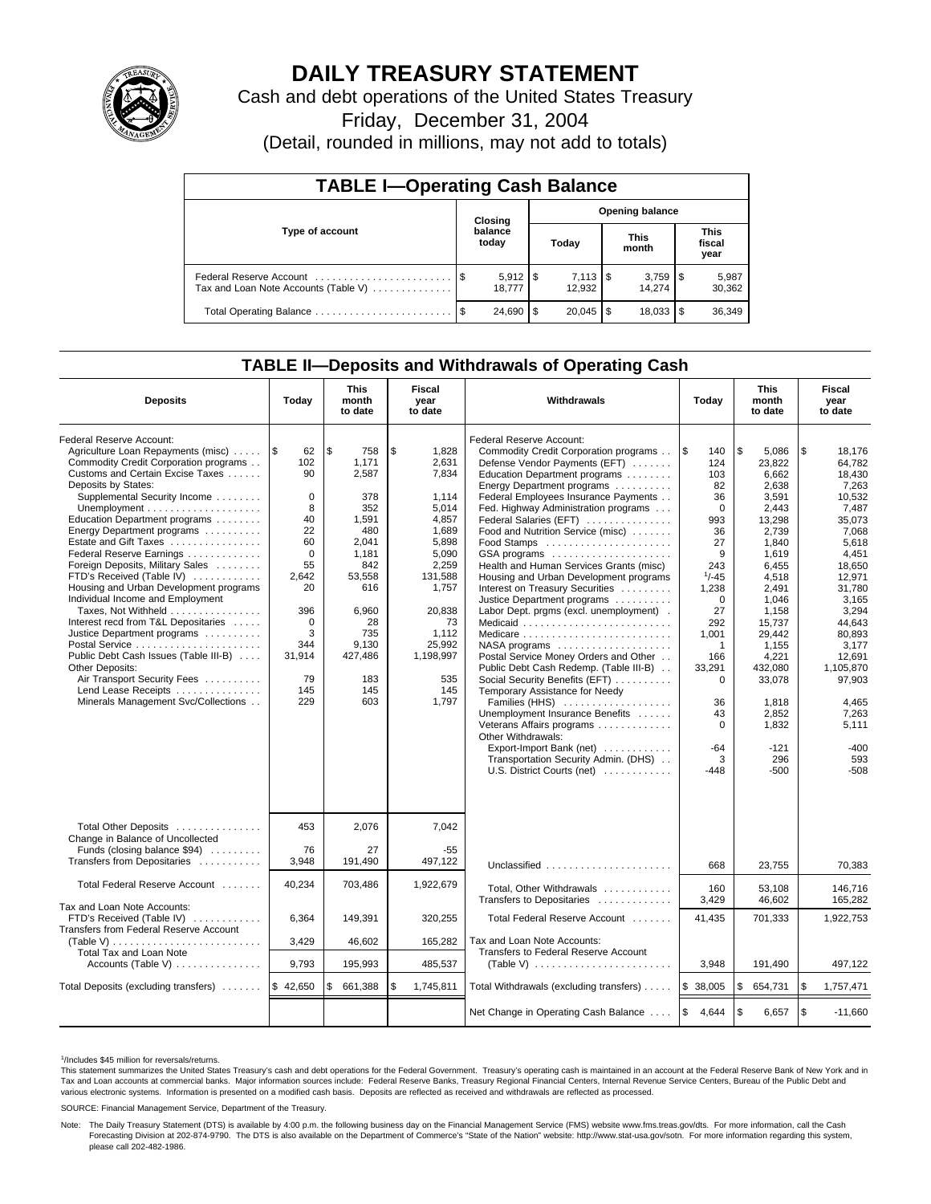# DAILY TREASURY STATEMENT

Cash and debt operations of the United States Treasury

Friday, December 31, 2004

(Detail, rounded in millions, may not add to totals)

## TABLE I—Operating Cash Balance

| Type of account | Closing balance today | Opening balance Today | Opening balance This month | Opening balance This fiscal year |
|---|---|---|---|---|
| Federal Reserve Account | $ 5,912 | $ 7,113 | $ 3,759 | $ 5,987 |
| Tax and Loan Note Accounts (Table V) | 18,777 | 12,932 | 14,274 | 30,362 |
| Total Operating Balance | $ 24,690 | $ 20,045 | $ 18,033 | $ 36,349 |

## TABLE II—Deposits and Withdrawals of Operating Cash

| Deposits | Today | This month to date | Fiscal year to date |
|---|---|---|---|
| Federal Reserve Account: | | | |
| Agriculture Loan Repayments (misc) | $ 62 | $ 758 | $ 1,828 |
| Commodity Credit Corporation programs | 102 | 1,171 | 2,631 |
| Customs and Certain Excise Taxes | 90 | 2,587 | 7,834 |
| Deposits by States: | | | |
| Supplemental Security Income | 0 | 378 | 1,114 |
| Unemployment | 8 | 352 | 5,014 |
| Education Department programs | 40 | 1,591 | 4,857 |
| Energy Department programs | 22 | 480 | 1,689 |
| Estate and Gift Taxes | 60 | 2,041 | 5,898 |
| Federal Reserve Earnings | 0 | 1,181 | 5,090 |
| Foreign Deposits, Military Sales | 55 | 842 | 2,259 |
| FTD's Received (Table IV) | 2,642 | 53,558 | 131,588 |
| Housing and Urban Development programs | 20 | 616 | 1,757 |
| Individual Income and Employment Taxes, Not Withheld | 396 | 6,960 | 20,838 |
| Interest recd from T&L Depositaries | 0 | 28 | 73 |
| Justice Department programs | 3 | 735 | 1,112 |
| Postal Service | 344 | 9,130 | 25,992 |
| Public Debt Cash Issues (Table III-B) | 31,914 | 427,486 | 1,198,997 |
| Other Deposits: | | | |
| Air Transport Security Fees | 79 | 183 | 535 |
| Lend Lease Receipts | 145 | 145 | 145 |
| Minerals Management Svc/Collections | 229 | 603 | 1,797 |
| Total Other Deposits | 453 | 2,076 | 7,042 |
| Change in Balance of Uncollected Funds (closing balance $94) | 76 | 27 | -55 |
| Transfers from Depositaries | 3,948 | 191,490 | 497,122 |
| Total Federal Reserve Account | 40,234 | 703,486 | 1,922,679 |
| Tax and Loan Note Accounts: | | | |
| FTD's Received (Table IV) | 6,364 | 149,391 | 320,255 |
| Transfers from Federal Reserve Account (Table V) | 3,429 | 46,602 | 165,282 |
| Total Tax and Loan Note Accounts (Table V) | 9,793 | 195,993 | 485,537 |
| Total Deposits (excluding transfers) | $ 42,650 | $ 661,388 | $ 1,745,811 |

| Withdrawals | Today | This month to date | Fiscal year to date |
|---|---|---|---|
| Federal Reserve Account: | | | |
| Commodity Credit Corporation programs | $ 140 | $ 5,086 | $ 18,176 |
| Defense Vendor Payments (EFT) | 124 | 23,822 | 64,782 |
| Education Department programs | 103 | 6,662 | 18,430 |
| Energy Department programs | 82 | 2,638 | 7,263 |
| Federal Employees Insurance Payments | 36 | 3,591 | 10,532 |
| Fed. Highway Administration programs | 0 | 2,443 | 7,487 |
| Federal Salaries (EFT) | 993 | 13,298 | 35,073 |
| Food and Nutrition Service (misc) | 36 | 2,739 | 7,068 |
| Food Stamps | 27 | 1,840 | 5,618 |
| GSA programs | 9 | 1,619 | 4,451 |
| Health and Human Services Grants (misc) | 243 | 6,455 | 18,650 |
| Housing and Urban Development programs | [1]/-45 | 4,518 | 12,971 |
| Interest on Treasury Securities | 1,238 | 2,491 | 31,780 |
| Justice Department programs | 0 | 1,046 | 3,165 |
| Labor Dept. prgms (excl. unemployment) | 27 | 1,158 | 3,294 |
| Medicaid | 292 | 15,737 | 44,643 |
| Medicare | 1,001 | 29,442 | 80,893 |
| NASA programs | 1 | 1,155 | 3,177 |
| Postal Service Money Orders and Other | 166 | 4,221 | 12,691 |
| Public Debt Cash Redemp. (Table III-B) | 33,291 | 432,080 | 1,105,870 |
| Social Security Benefits (EFT) | 0 | 33,078 | 97,903 |
| Temporary Assistance for Needy Families (HHS) | 36 | 1,818 | 4,465 |
| Unemployment Insurance Benefits | 43 | 2,852 | 7,263 |
| Veterans Affairs programs | 0 | 1,832 | 5,111 |
| Other Withdrawals: | | | |
| Export-Import Bank (net) | -64 | -121 | -400 |
| Transportation Security Admin. (DHS) | 3 | 296 | 593 |
| U.S. District Courts (net) | -448 | -500 | -508 |
| Unclassified | 668 | 23,755 | 70,383 |
| Total, Other Withdrawals | 160 | 53,108 | 146,716 |
| Transfers to Depositaries | 3,429 | 46,602 | 165,282 |
| Total Federal Reserve Account | 41,435 | 701,333 | 1,922,753 |
| Tax and Loan Note Accounts: | | | |
| Transfers to Federal Reserve Account (Table V) | 3,948 | 191,490 | 497,122 |
| Total Withdrawals (excluding transfers) | $ 38,005 | $ 654,731 | $ 1,757,471 |
| Net Change in Operating Cash Balance | $ 4,644 | $ 6,657 | $ -11,660 |

[1]/Includes $45 million for reversals/returns.

This statement summarizes the United States Treasury's cash and debt operations for the Federal Government. Treasury's operating cash is maintained in an account at the Federal Reserve Bank of New York and in Tax and Loan accounts at commercial banks. Major information sources include: Federal Reserve Banks, Treasury Regional Financial Centers, Internal Revenue Service Centers, Bureau of the Public Debt and various electronic systems. Information is presented on a modified cash basis. Deposits are reflected as received and withdrawals are reflected as processed.

SOURCE: Financial Management Service, Department of the Treasury.

Note: The Daily Treasury Statement (DTS) is available by 4:00 p.m. the following business day on the Financial Management Service (FMS) website www.fms.treas.gov/dts. For more information, call the Cash Forecasting Division at 202-874-9790. The DTS is also available on the Department of Commerce's "State of the Nation" website: http://www.stat-usa.gov/sotn. For more information regarding this system, please call 202-482-1986.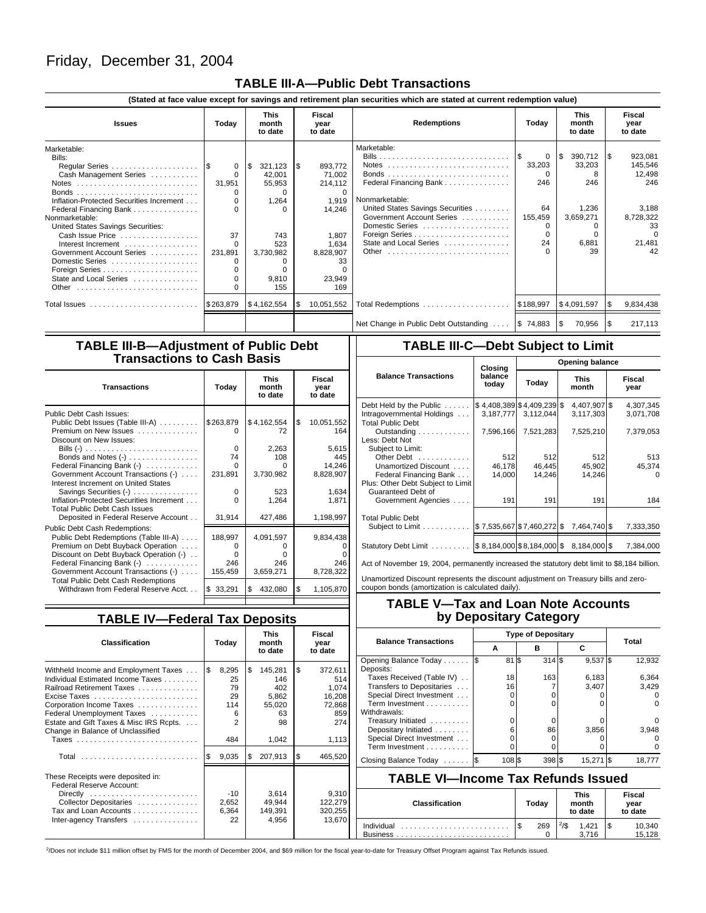Friday, December 31, 2004

## TABLE III-A—Public Debt Transactions

(Stated at face value except for savings and retirement plan securities which are stated at current redemption value)

| Issues | Today | This month to date | Fiscal year to date |
|---|---|---|---|
| Marketable: | | | |
| Bills: | | | |
| Regular Series | $ 0 | $ 321,123 | $ 893,772 |
| Cash Management Series | 0 | 42,001 | 71,002 |
| Notes | 31,951 | 55,953 | 214,112 |
| Bonds | 0 | 0 | 0 |
| Inflation-Protected Securities Increment | 0 | 1,264 | 1,919 |
| Federal Financing Bank | 0 | 0 | 14,246 |
| Nonmarketable: | | | |
| United States Savings Securities: | | | |
| Cash Issue Price | 37 | 743 | 1,807 |
| Interest Increment | 0 | 523 | 1,634 |
| Government Account Series | 231,891 | 3,730,982 | 8,828,907 |
| Domestic Series | 0 | 0 | 33 |
| Foreign Series | 0 | 0 | 0 |
| State and Local Series | 0 | 9,810 | 23,949 |
| Other | 0 | 155 | 169 |
| Total Issues | $263,879 | $4,162,554 | $ 10,051,552 |

| Redemptions | Today | This month to date | Fiscal year to date |
|---|---|---|---|
| Marketable: | | | |
| Bills | $ 0 | $ 390,712 | $ 923,081 |
| Notes | 33,203 | 33,203 | 145,546 |
| Bonds | 0 | 8 | 12,498 |
| Federal Financing Bank | 246 | 246 | 246 |
| Nonmarketable: | | | |
| United States Savings Securities | 64 | 1,236 | 3,188 |
| Government Account Series | 155,459 | 3,659,271 | 8,728,322 |
| Domestic Series | 0 | 0 | 33 |
| Foreign Series | 0 | 0 | 0 |
| State and Local Series | 24 | 6,881 | 21,481 |
| Other | 0 | 39 | 42 |
| Total Redemptions | $188,997 | $4,091,597 | $ 9,834,438 |
| Net Change in Public Debt Outstanding | $ 74,883 | $ 70,956 | $ 217,113 |

## TABLE III-B—Adjustment of Public Debt Transactions to Cash Basis

| Transactions | Today | This month to date | Fiscal year to date |
|---|---|---|---|
| Public Debt Cash Issues: | | | |
| Public Debt Issues (Table III-A) | $263,879 | $4,162,554 | $ 10,051,552 |
| Premium on New Issues | 0 | 72 | 164 |
| Discount on New Issues: | | | |
| Bills (-) | 0 | 2,263 | 5,615 |
| Bonds and Notes (-) | 74 | 108 | 445 |
| Federal Financing Bank (-) | 0 | 0 | 14,246 |
| Government Account Transactions (-) | 231,891 | 3,730,982 | 8,828,907 |
| Interest Increment on United States Savings Securities (-) | 0 | 523 | 1,634 |
| Inflation-Protected Securities Increment | 0 | 1,264 | 1,871 |
| Total Public Debt Cash Issues Deposited in Federal Reserve Account | 31,914 | 427,486 | 1,198,997 |
| Public Debt Cash Redemptions: | | | |
| Public Debt Redemptions (Table III-A) | 188,997 | 4,091,597 | 9,834,438 |
| Premium on Debt Buyback Operation | 0 | 0 | 0 |
| Discount on Debt Buyback Operation (-) | 0 | 0 | 0 |
| Federal Financing Bank (-) | 246 | 246 | 246 |
| Government Account Transactions (-) | 155,459 | 3,659,271 | 8,728,322 |
| Total Public Debt Cash Redemptions Withdrawn from Federal Reserve Acct. | $ 33,291 | $ 432,080 | $ 1,105,870 |

## TABLE III-C—Debt Subject to Limit

| Balance Transactions | Closing balance today | Opening balance Today | Opening balance This month | Opening balance Fiscal year |
|---|---|---|---|---|
| Debt Held by the Public | $ 4,408,389 | $ 4,409,239 | $ 4,407,907 | $ 4,307,345 |
| Intragovernmental Holdings | 3,187,777 | 3,112,044 | 3,117,303 | 3,071,708 |
| Total Public Debt Outstanding | 7,596,166 | 7,521,283 | 7,525,210 | 7,379,053 |
| Less: Debt Not Subject to Limit: | | | | |
| Other Debt | 512 | 512 | 512 | 513 |
| Unamortized Discount | 46,178 | 46,445 | 45,902 | 45,374 |
| Federal Financing Bank | 14,000 | 14,246 | 14,246 | 0 |
| Plus: Other Debt Subject to Limit Guaranteed Debt of Government Agencies | 191 | 191 | 191 | 184 |
| Total Public Debt Subject to Limit | $ 7,535,667 | $ 7,460,272 | $ 7,464,740 | $ 7,333,350 |
| Statutory Debt Limit | $ 8,184,000 | $ 8,184,000 | $ 8,184,000 | $ 7,384,000 |

Act of November 19, 2004, permanently increased the statutory debt limit to $8,184 billion.

Unamortized Discount represents the discount adjustment on Treasury bills and zero-coupon bonds (amortization is calculated daily).

## TABLE IV—Federal Tax Deposits

| Classification | Today | This month to date | Fiscal year to date |
|---|---|---|---|
| Withheld Income and Employment Taxes | $ 8,295 | $ 145,281 | $ 372,611 |
| Individual Estimated Income Taxes | 25 | 146 | 514 |
| Railroad Retirement Taxes | 79 | 402 | 1,074 |
| Excise Taxes | 29 | 5,862 | 16,208 |
| Corporation Income Taxes | 114 | 55,020 | 72,868 |
| Federal Unemployment Taxes | 6 | 63 | 859 |
| Estate and Gift Taxes & Misc IRS Rcpts. | 2 | 98 | 274 |
| Change in Balance of Unclassified Taxes | 484 | 1,042 | 1,113 |
| Total | $ 9,035 | $ 207,913 | $ 465,520 |
| These Receipts were deposited in: | | | |
| Federal Reserve Account: | | | |
| Directly | -10 | 3,614 | 9,310 |
| Collector Depositaries | 2,652 | 49,944 | 122,279 |
| Tax and Loan Accounts | 6,364 | 149,391 | 320,255 |
| Inter-agency Transfers | 22 | 4,956 | 13,670 |

## TABLE V—Tax and Loan Note Accounts by Depositary Category

| Balance Transactions | Type of Depositary A | B | C | Total |
|---|---|---|---|---|
| Opening Balance Today | $ 81 | $ 314 | $ 9,537 | $ 12,932 |
| Deposits: | | | | |
| Taxes Received (Table IV) | 18 | 163 | 6,183 | 6,364 |
| Transfers to Depositaries | 16 | 7 | 3,407 | 3,429 |
| Special Direct Investment | 0 | 0 | 0 | 0 |
| Term Investment | 0 | 0 | 0 | 0 |
| Withdrawals: | | | | |
| Treasury Initiated | 0 | 0 | 0 | 0 |
| Depositary Initiated | 6 | 86 | 3,856 | 3,948 |
| Special Direct Investment | 0 | 0 | 0 | 0 |
| Term Investment | 0 | 0 | 0 | 0 |
| Closing Balance Today | $ 108 | $ 398 | $ 15,271 | $ 18,777 |

## TABLE VI—Income Tax Refunds Issued

| Classification | Today | This month to date | Fiscal year to date |
|---|---|---|---|
| Individual | $ 269 | [2]/$ 1,421 | $ 10,340 |
| Business | 0 | 3,716 | 15,128 |

[2]/Does not include $11 million offset by FMS for the month of December 2004, and $69 million for the fiscal year-to-date for Treasury Offset Program against Tax Refunds issued.